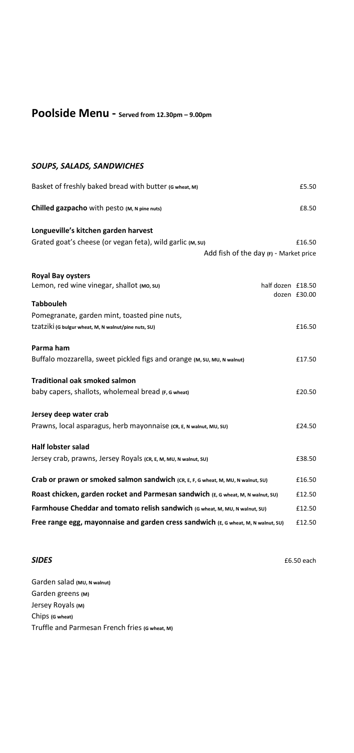# Poolside Menu - Served from 12.30pm – 9.00pm

## *SOUPS, SALADS, SANDWICHES*

Basket of freshly baked bread with butter (G wheat, M) £5.50

**Chilled gazpacho** with pesto (M, N pine nuts) £8.50

**Longueville's kitchen garden harvest**
Grated goat's cheese (or vegan feta), wild garlic (M, SU) £16.50
Add fish of the day (F) - Market price

**Royal Bay oysters**
Lemon, red wine vinegar, shallot (MO, SU) half dozen £18.50
dozen £30.00

**Tabbouleh**
Pomegranate, garden mint, toasted pine nuts,
tzatziki (G bulgur wheat, M, N walnut/pine nuts, SU) £16.50

**Parma ham**
Buffalo mozzarella, sweet pickled figs and orange (M, SU, MU, N walnut) £17.50

**Traditional oak smoked salmon**
baby capers, shallots, wholemeal bread (F, G wheat) £20.50

**Jersey deep water crab**
Prawns, local asparagus, herb mayonnaise (CR, E, N walnut, MU, SU) £24.50

**Half lobster salad**
Jersey crab, prawns, Jersey Royals (CR, E, M, MU, N walnut, SU) £38.50

**Crab or prawn or smoked salmon sandwich** (CR, E, F, G wheat, M, MU, N walnut, SU) £16.50

**Roast chicken, garden rocket and Parmesan sandwich** (E, G wheat, M, N walnut, SU) £12.50

**Farmhouse Cheddar and tomato relish sandwich** (G wheat, M, MU, N walnut, SU) £12.50

**Free range egg, mayonnaise and garden cress sandwich** (E, G wheat, M, N walnut, SU) £12.50

## *SIDES* £6.50 each

Garden salad (MU, N walnut)
Garden greens (M)
Jersey Royals (M)
Chips (G wheat)
Truffle and Parmesan French fries (G wheat, M)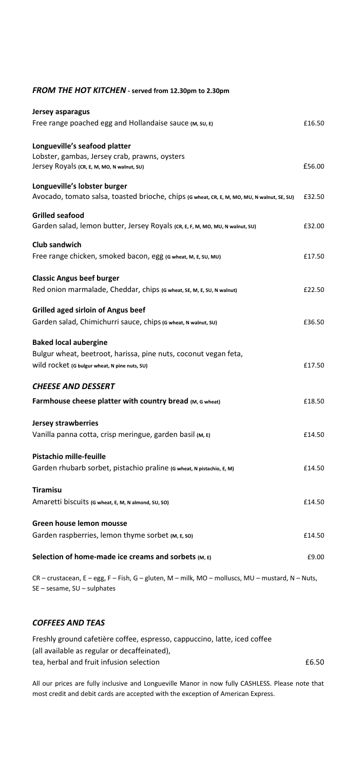## *FROM THE HOT KITCHEN* - served from 12.30pm to 2.30pm

**Jersey asparagus**
Free range poached egg and Hollandaise sauce (M, SU, E) £16.50

**Longueville's seafood platter**
Lobster, gambas, Jersey crab, prawns, oysters
Jersey Royals (CR, E, M, MO, N walnut, SU) £56.00

**Longueville's lobster burger**
Avocado, tomato salsa, toasted brioche, chips (G wheat, CR, E, M, MO, MU, N walnut, SE, SU) £32.50

**Grilled seafood**
Garden salad, lemon butter, Jersey Royals (CR, E, F, M, MO, MU, N walnut, SU) £32.00

**Club sandwich**
Free range chicken, smoked bacon, egg (G wheat, M, E, SU, MU) £17.50

**Classic Angus beef burger**
Red onion marmalade, Cheddar, chips (G wheat, SE, M, E, SU, N walnut) £22.50

**Grilled aged sirloin of Angus beef**
Garden salad, Chimichurri sauce, chips (G wheat, N walnut, SU) £36.50

**Baked local aubergine**
Bulgur wheat, beetroot, harissa, pine nuts, coconut vegan feta,
wild rocket (G bulgur wheat, N pine nuts, SU) £17.50

## *CHEESE AND DESSERT*

**Farmhouse cheese platter with country bread** (M, G wheat) £18.50

**Jersey strawberries**
Vanilla panna cotta, crisp meringue, garden basil (M, E) £14.50

**Pistachio mille-feuille**
Garden rhubarb sorbet, pistachio praline (G wheat, N pistachio, E, M) £14.50

**Tiramisu**
Amaretti biscuits (G wheat, E, M, N almond, SU, SO) £14.50

**Green house lemon mousse**
Garden raspberries, lemon thyme sorbet (M, E, SO) £14.50

**Selection of home-made ice creams and sorbets** (M, E) £9.00

CR – crustacean, E – egg, F – Fish, G – gluten, M – milk, MO – molluscs, MU – mustard, N – Nuts, SE – sesame, SU – sulphates

## *COFFEES AND TEAS*

Freshly ground cafetière coffee, espresso, cappuccino, latte, iced coffee
(all available as regular or decaffeinated),
tea, herbal and fruit infusion selection £6.50

All our prices are fully inclusive and Longueville Manor in now fully CASHLESS. Please note that most credit and debit cards are accepted with the exception of American Express.